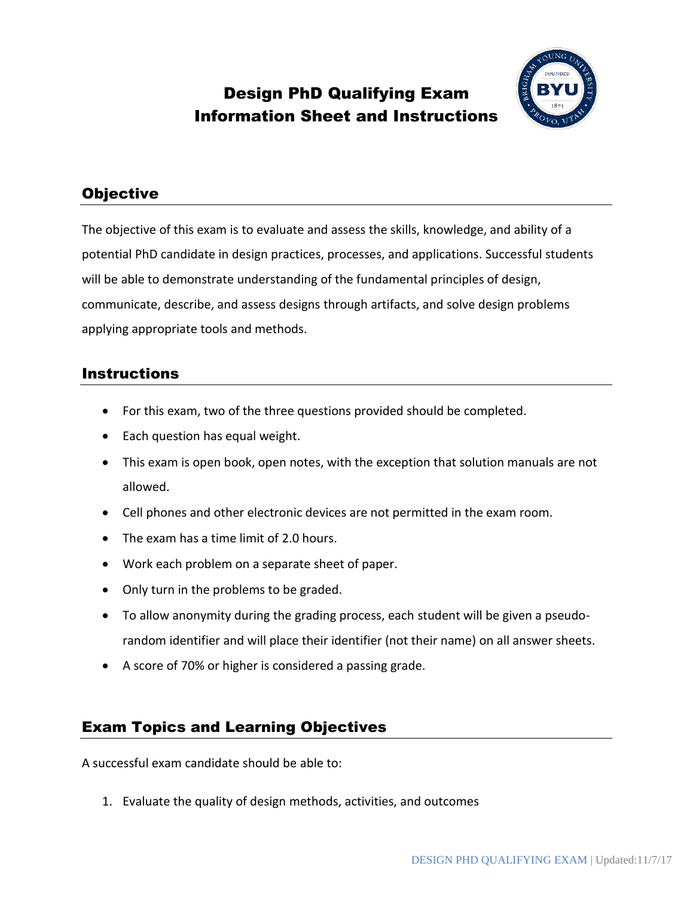# Design PhD Qualifying Exam
# Information Sheet and Instructions

## Objective

The objective of this exam is to evaluate and assess the skills, knowledge, and ability of a potential PhD candidate in design practices, processes, and applications. Successful students will be able to demonstrate understanding of the fundamental principles of design, communicate, describe, and assess designs through artifacts, and solve design problems applying appropriate tools and methods.

## Instructions

- For this exam, two of the three questions provided should be completed.
- Each question has equal weight.
- This exam is open book, open notes, with the exception that solution manuals are not allowed.
- Cell phones and other electronic devices are not permitted in the exam room.
- The exam has a time limit of 2.0 hours.
- Work each problem on a separate sheet of paper.
- Only turn in the problems to be graded.
- To allow anonymity during the grading process, each student will be given a pseudo-random identifier and will place their identifier (not their name) on all answer sheets.
- A score of 70% or higher is considered a passing grade.

## Exam Topics and Learning Objectives

A successful exam candidate should be able to:

1. Evaluate the quality of design methods, activities, and outcomes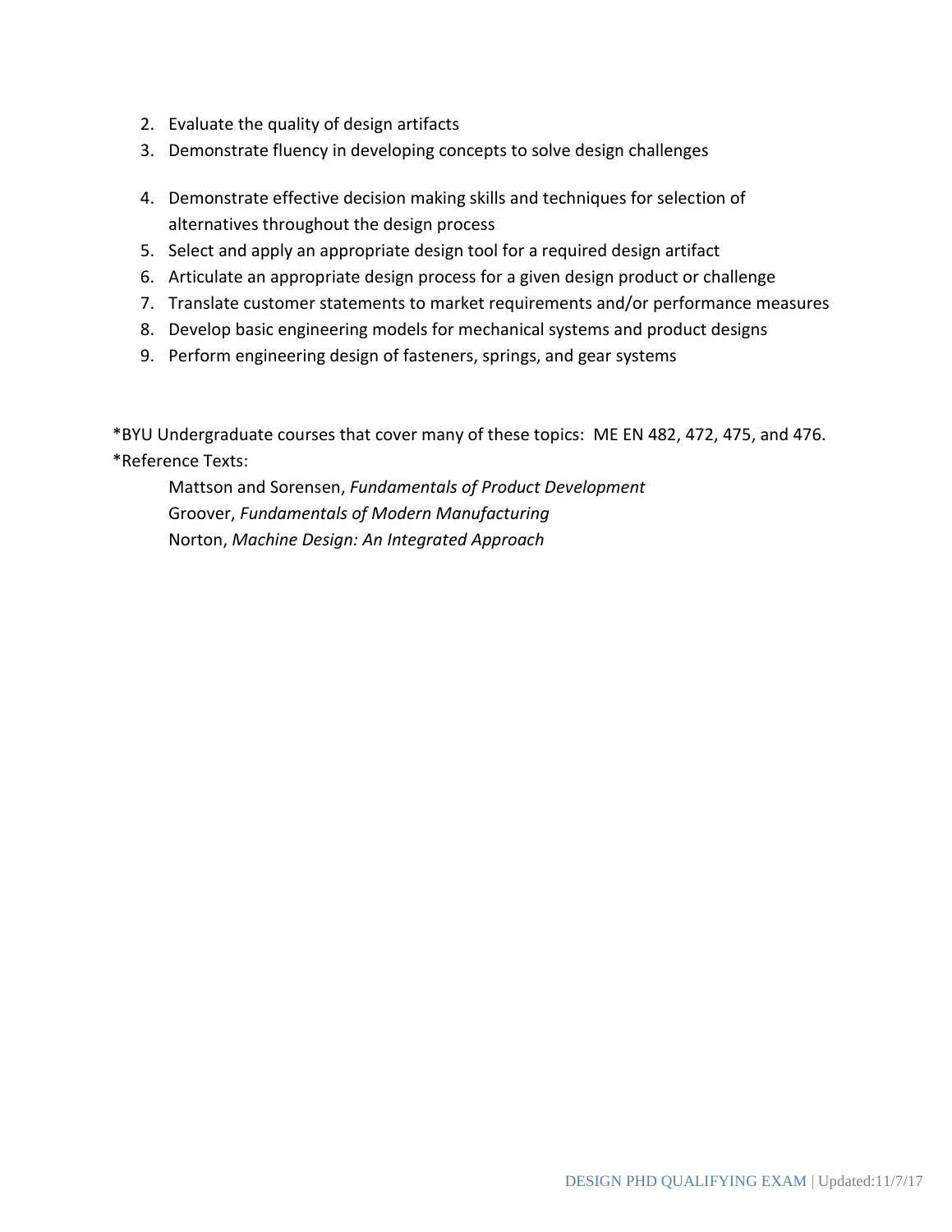2. Evaluate the quality of design artifacts
3. Demonstrate fluency in developing concepts to solve design challenges
4. Demonstrate effective decision making skills and techniques for selection of alternatives throughout the design process
5. Select and apply an appropriate design tool for a required design artifact
6. Articulate an appropriate design process for a given design product or challenge
7. Translate customer statements to market requirements and/or performance measures
8. Develop basic engineering models for mechanical systems and product designs
9. Perform engineering design of fasteners, springs, and gear systems

*BYU Undergraduate courses that cover many of these topics: ME EN 482, 472, 475, and 476.
*Reference Texts:

Mattson and Sorensen, *Fundamentals of Product Development*
Groover, *Fundamentals of Modern Manufacturing*
Norton, *Machine Design: An Integrated Approach*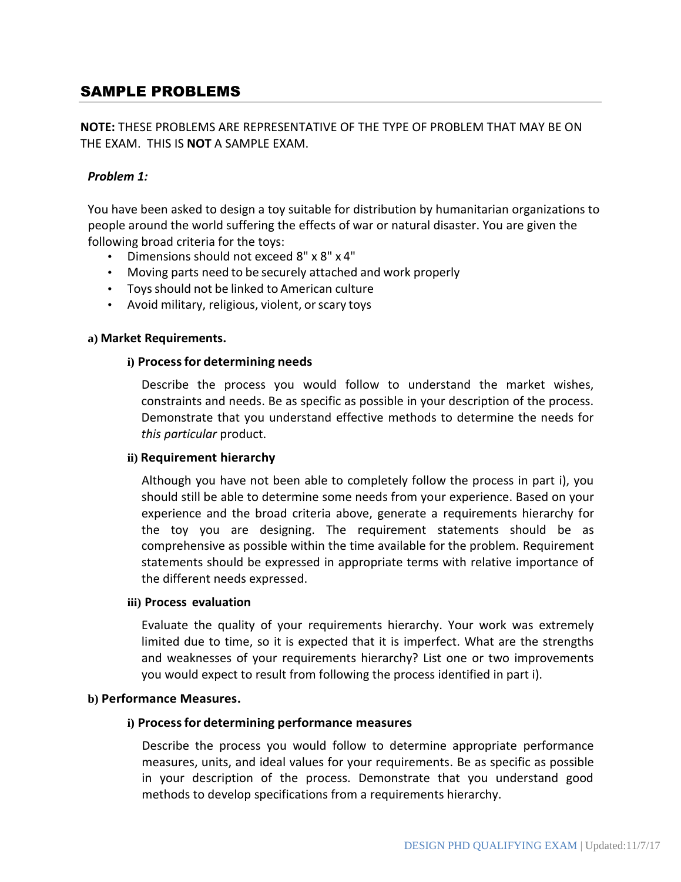## SAMPLE PROBLEMS

**NOTE:** THESE PROBLEMS ARE REPRESENTATIVE OF THE TYPE OF PROBLEM THAT MAY BE ON THE EXAM. THIS IS **NOT** A SAMPLE EXAM.

***Problem 1:***

You have been asked to design a toy suitable for distribution by humanitarian organizations to people around the world suffering the effects of war or natural disaster. You are given the following broad criteria for the toys:

- Dimensions should not exceed 8" x 8" x 4"
- Moving parts need to be securely attached and work properly
- Toys should not be linked to American culture
- Avoid military, religious, violent, or scary toys

**a) Market Requirements.**

**i) Process for determining needs**

Describe the process you would follow to understand the market wishes, constraints and needs. Be as specific as possible in your description of the process. Demonstrate that you understand effective methods to determine the needs for *this particular* product.

**ii) Requirement hierarchy**

Although you have not been able to completely follow the process in part i), you should still be able to determine some needs from your experience. Based on your experience and the broad criteria above, generate a requirements hierarchy for the toy you are designing. The requirement statements should be as comprehensive as possible within the time available for the problem. Requirement statements should be expressed in appropriate terms with relative importance of the different needs expressed.

**iii) Process evaluation**

Evaluate the quality of your requirements hierarchy. Your work was extremely limited due to time, so it is expected that it is imperfect. What are the strengths and weaknesses of your requirements hierarchy? List one or two improvements you would expect to result from following the process identified in part i).

**b) Performance Measures.**

**i) Process for determining performance measures**

Describe the process you would follow to determine appropriate performance measures, units, and ideal values for your requirements. Be as specific as possible in your description of the process. Demonstrate that you understand good methods to develop specifications from a requirements hierarchy.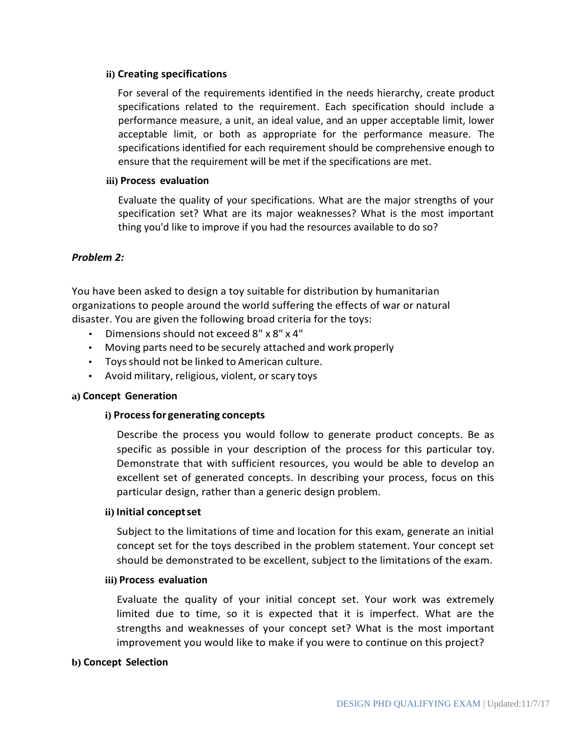#### ii) Creating specifications

For several of the requirements identified in the needs hierarchy, create product specifications related to the requirement. Each specification should include a performance measure, a unit, an ideal value, and an upper acceptable limit, lower acceptable limit, or both as appropriate for the performance measure. The specifications identified for each requirement should be comprehensive enough to ensure that the requirement will be met if the specifications are met.

#### iii) Process evaluation

Evaluate the quality of your specifications. What are the major strengths of your specification set? What are its major weaknesses? What is the most important thing you'd like to improve if you had the resources available to do so?

## *Problem 2:*

You have been asked to design a toy suitable for distribution by humanitarian organizations to people around the world suffering the effects of war or natural disaster. You are given the following broad criteria for the toys:

- Dimensions should not exceed 8" x 8" x 4"
- Moving parts need to be securely attached and work properly
- Toys should not be linked to American culture.
- Avoid military, religious, violent, or scary toys

### a) Concept Generation

#### i) Process for generating concepts

Describe the process you would follow to generate product concepts. Be as specific as possible in your description of the process for this particular toy. Demonstrate that with sufficient resources, you would be able to develop an excellent set of generated concepts. In describing your process, focus on this particular design, rather than a generic design problem.

#### ii) Initial concept set

Subject to the limitations of time and location for this exam, generate an initial concept set for the toys described in the problem statement. Your concept set should be demonstrated to be excellent, subject to the limitations of the exam.

#### iii) Process evaluation

Evaluate the quality of your initial concept set. Your work was extremely limited due to time, so it is expected that it is imperfect. What are the strengths and weaknesses of your concept set? What is the most important improvement you would like to make if you were to continue on this project?

### b) Concept Selection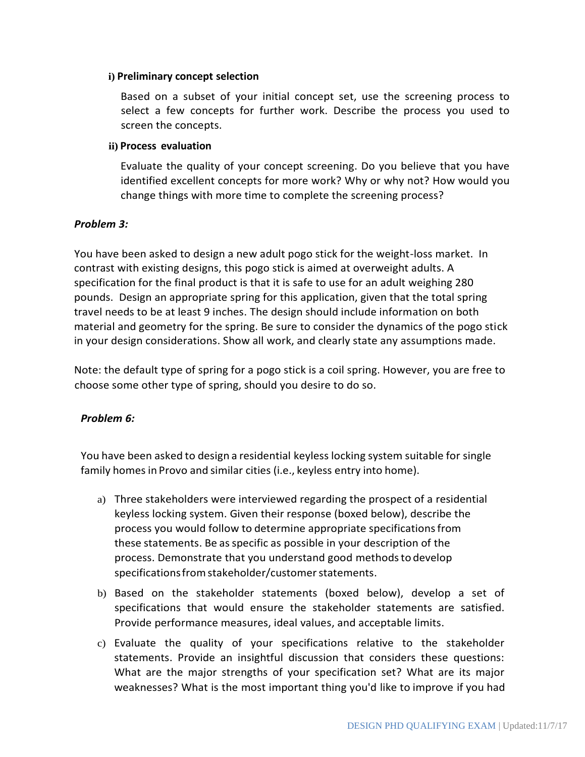**i) Preliminary concept selection**

Based on a subset of your initial concept set, use the screening process to select a few concepts for further work. Describe the process you used to screen the concepts.

**ii) Process evaluation**

Evaluate the quality of your concept screening. Do you believe that you have identified excellent concepts for more work? Why or why not? How would you change things with more time to complete the screening process?

***Problem 3:***

You have been asked to design a new adult pogo stick for the weight-loss market. In contrast with existing designs, this pogo stick is aimed at overweight adults. A specification for the final product is that it is safe to use for an adult weighing 280 pounds. Design an appropriate spring for this application, given that the total spring travel needs to be at least 9 inches. The design should include information on both material and geometry for the spring. Be sure to consider the dynamics of the pogo stick in your design considerations. Show all work, and clearly state any assumptions made.

Note: the default type of spring for a pogo stick is a coil spring. However, you are free to choose some other type of spring, should you desire to do so.

***Problem 6:***

You have been asked to design a residential keyless locking system suitable for single family homes in Provo and similar cities (i.e., keyless entry into home).

a) Three stakeholders were interviewed regarding the prospect of a residential keyless locking system. Given their response (boxed below), describe the process you would follow to determine appropriate specifications from these statements. Be as specific as possible in your description of the process. Demonstrate that you understand good methods to develop specifications from stakeholder/customer statements.

b) Based on the stakeholder statements (boxed below), develop a set of specifications that would ensure the stakeholder statements are satisfied. Provide performance measures, ideal values, and acceptable limits.

c) Evaluate the quality of your specifications relative to the stakeholder statements. Provide an insightful discussion that considers these questions: What are the major strengths of your specification set? What are its major weaknesses? What is the most important thing you'd like to improve if you had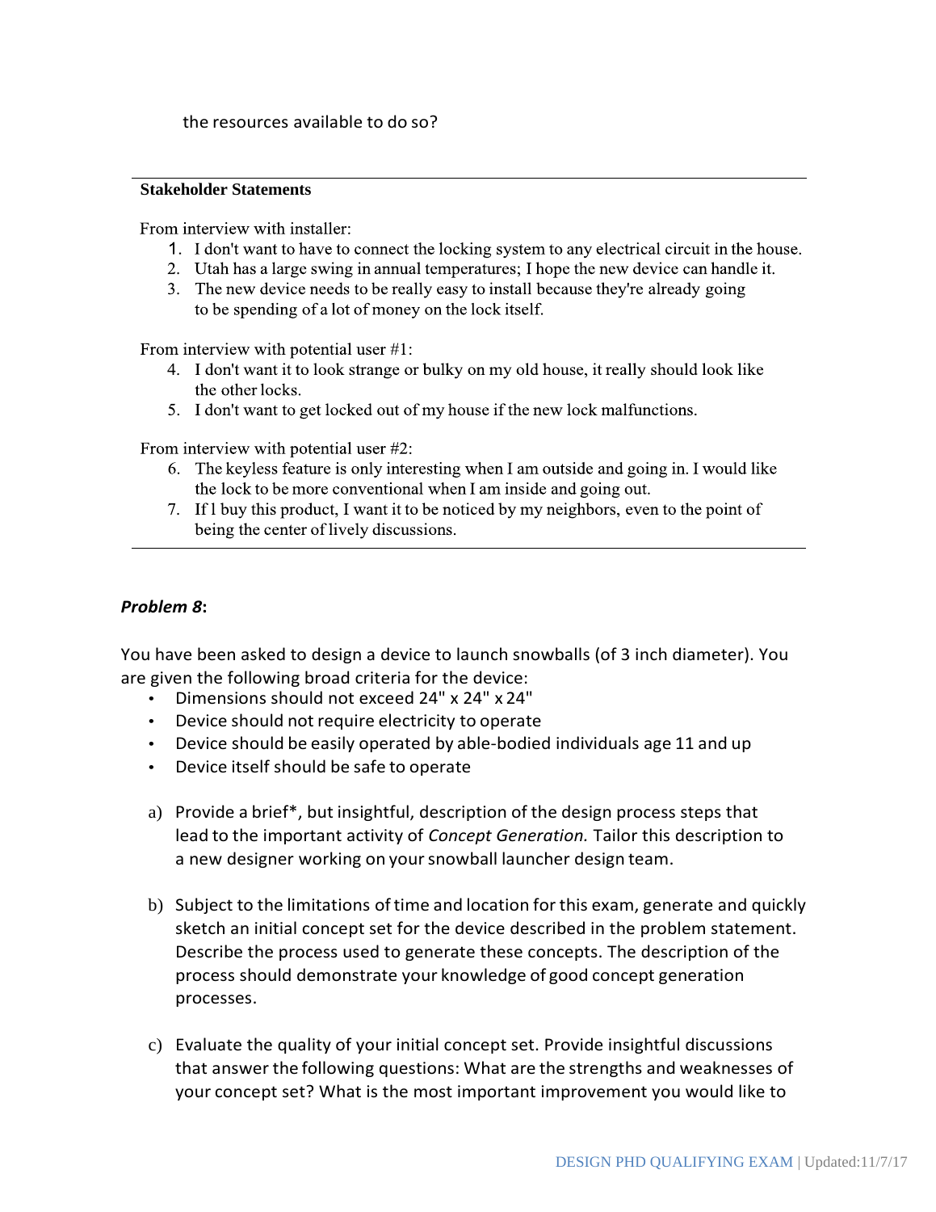the resources available to do so?

---

**Stakeholder Statements**

From interview with installer:

1. I don't want to have to connect the locking system to any electrical circuit in the house.
2. Utah has a large swing in annual temperatures; I hope the new device can handle it.
3. The new device needs to be really easy to install because they're already going to be spending of a lot of money on the lock itself.

From interview with potential user #1:

4. I don't want it to look strange or bulky on my old house, it really should look like the other locks.
5. I don't want to get locked out of my house if the new lock malfunctions.

From interview with potential user #2:

6. The keyless feature is only interesting when I am outside and going in. I would like the lock to be more conventional when I am inside and going out.
7. If l buy this product, I want it to be noticed by my neighbors, even to the point of being the center of lively discussions.

---

***Problem 8*:**

You have been asked to design a device to launch snowballs (of 3 inch diameter). You are given the following broad criteria for the device:

- Dimensions should not exceed 24" x 24" x 24"
- Device should not require electricity to operate
- Device should be easily operated by able-bodied individuals age 11 and up
- Device itself should be safe to operate

a) Provide a brief*, but insightful, description of the design process steps that lead to the important activity of *Concept Generation.* Tailor this description to a new designer working on your snowball launcher design team.

b) Subject to the limitations of time and location for this exam, generate and quickly sketch an initial concept set for the device described in the problem statement. Describe the process used to generate these concepts. The description of the process should demonstrate your knowledge of good concept generation processes.

c) Evaluate the quality of your initial concept set. Provide insightful discussions that answer the following questions: What are the strengths and weaknesses of your concept set? What is the most important improvement you would like to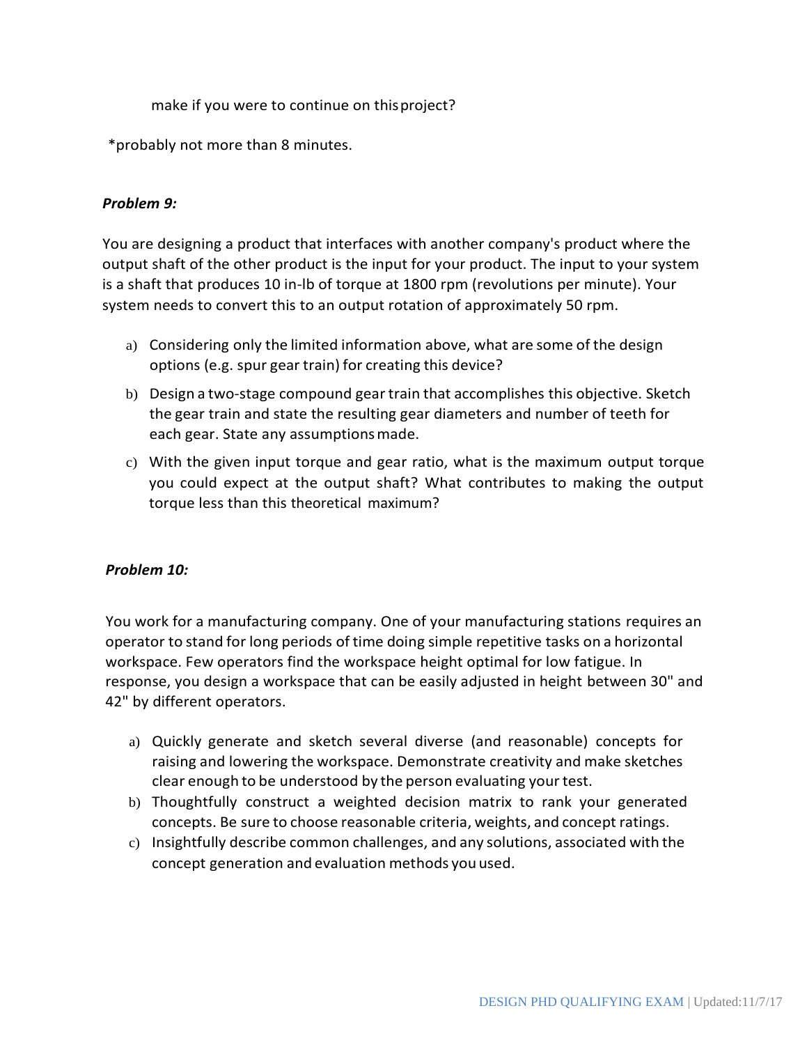make if you were to continue on this project?

*probably not more than 8 minutes.

***Problem 9:***

You are designing a product that interfaces with another company's product where the output shaft of the other product is the input for your product. The input to your system is a shaft that produces 10 in-lb of torque at 1800 rpm (revolutions per minute). Your system needs to convert this to an output rotation of approximately 50 rpm.

a) Considering only the limited information above, what are some of the design options (e.g. spur gear train) for creating this device?
b) Design a two-stage compound gear train that accomplishes this objective. Sketch the gear train and state the resulting gear diameters and number of teeth for each gear. State any assumptions made.
c) With the given input torque and gear ratio, what is the maximum output torque you could expect at the output shaft? What contributes to making the output torque less than this theoretical maximum?

***Problem 10:***

You work for a manufacturing company. One of your manufacturing stations requires an operator to stand for long periods of time doing simple repetitive tasks on a horizontal workspace. Few operators find the workspace height optimal for low fatigue. In response, you design a workspace that can be easily adjusted in height between 30" and 42" by different operators.

a) Quickly generate and sketch several diverse (and reasonable) concepts for raising and lowering the workspace. Demonstrate creativity and make sketches clear enough to be understood by the person evaluating your test.
b) Thoughtfully construct a weighted decision matrix to rank your generated concepts. Be sure to choose reasonable criteria, weights, and concept ratings.
c) Insightfully describe common challenges, and any solutions, associated with the concept generation and evaluation methods you used.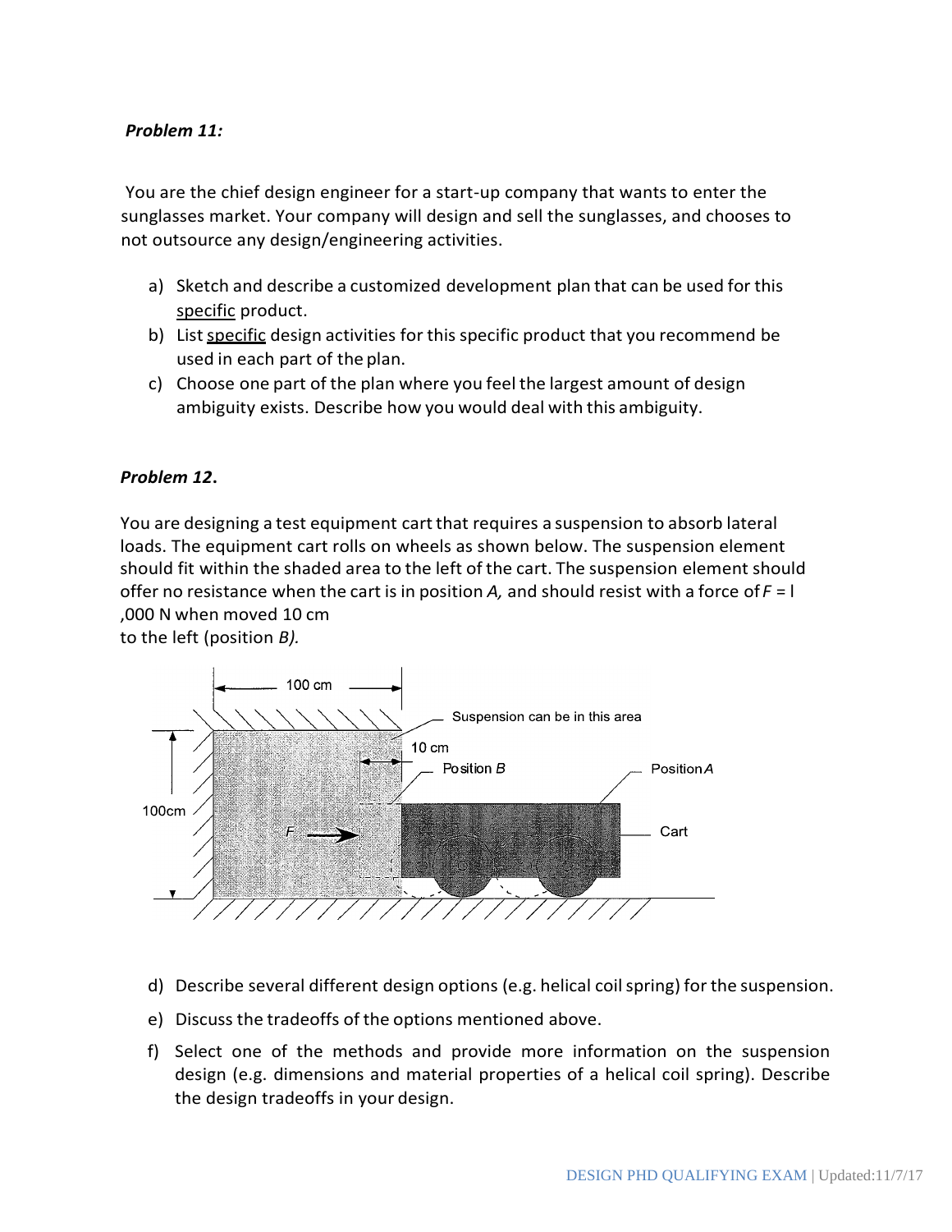***Problem 11:***

You are the chief design engineer for a start-up company that wants to enter the sunglasses market. Your company will design and sell the sunglasses, and chooses to not outsource any design/engineering activities.

a) Sketch and describe a customized development plan that can be used for this specific product.
b) List specific design activities for this specific product that you recommend be used in each part of the plan.
c) Choose one part of the plan where you feel the largest amount of design ambiguity exists. Describe how you would deal with this ambiguity.

***Problem 12.***

You are designing a test equipment cart that requires a suspension to absorb lateral loads. The equipment cart rolls on wheels as shown below. The suspension element should fit within the shaded area to the left of the cart. The suspension element should offer no resistance when the cart is in position *A,* and should resist with a force of *F* = l ,000 N when moved 10 cm to the left (position *B).*

100 cm

Suspension can be in this area

10 cm

Position *B*

Position *A*

100cm

*F*

Cart

d) Describe several different design options (e.g. helical coil spring) for the suspension.
e) Discuss the tradeoffs of the options mentioned above.
f) Select one of the methods and provide more information on the suspension design (e.g. dimensions and material properties of a helical coil spring). Describe the design tradeoffs in your design.